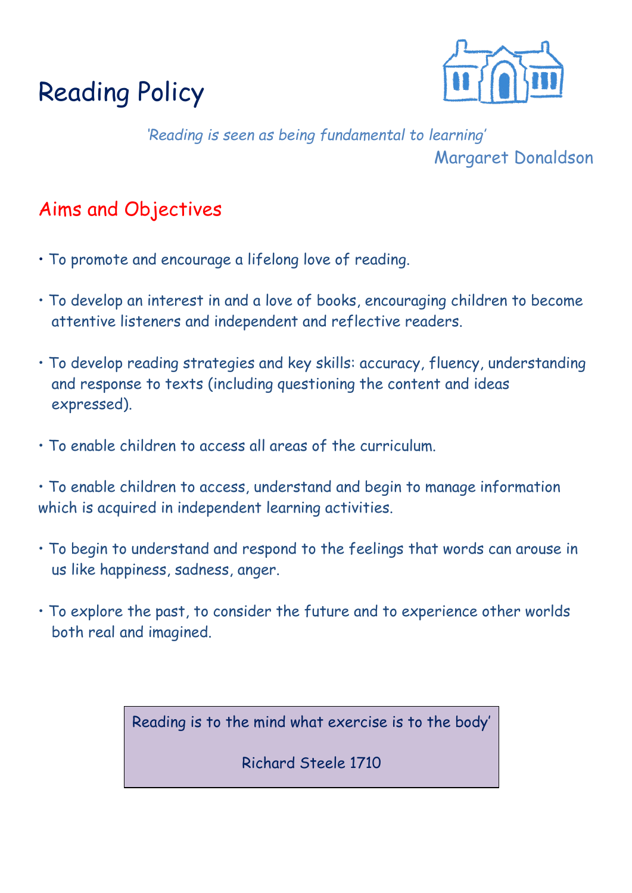# Reading Policy

*'Reading is seen as being fundamental to learning'*

Margaret Donaldson

## Aims and Objectives

- To promote and encourage a lifelong love of reading.
- To develop an interest in and a love of books, encouraging children to become attentive listeners and independent and reflective readers.
- To develop reading strategies and key skills: accuracy, fluency, understanding and response to texts (including questioning the content and ideas expressed).
- To enable children to access all areas of the curriculum.
- To enable children to access, understand and begin to manage information which is acquired in independent learning activities.
- To begin to understand and respond to the feelings that words can arouse in us like happiness, sadness, anger.
- To explore the past, to consider the future and to experience other worlds both real and imagined.

> Reading is to the mind what exercise is to the body'
>
> Richard Steele 1710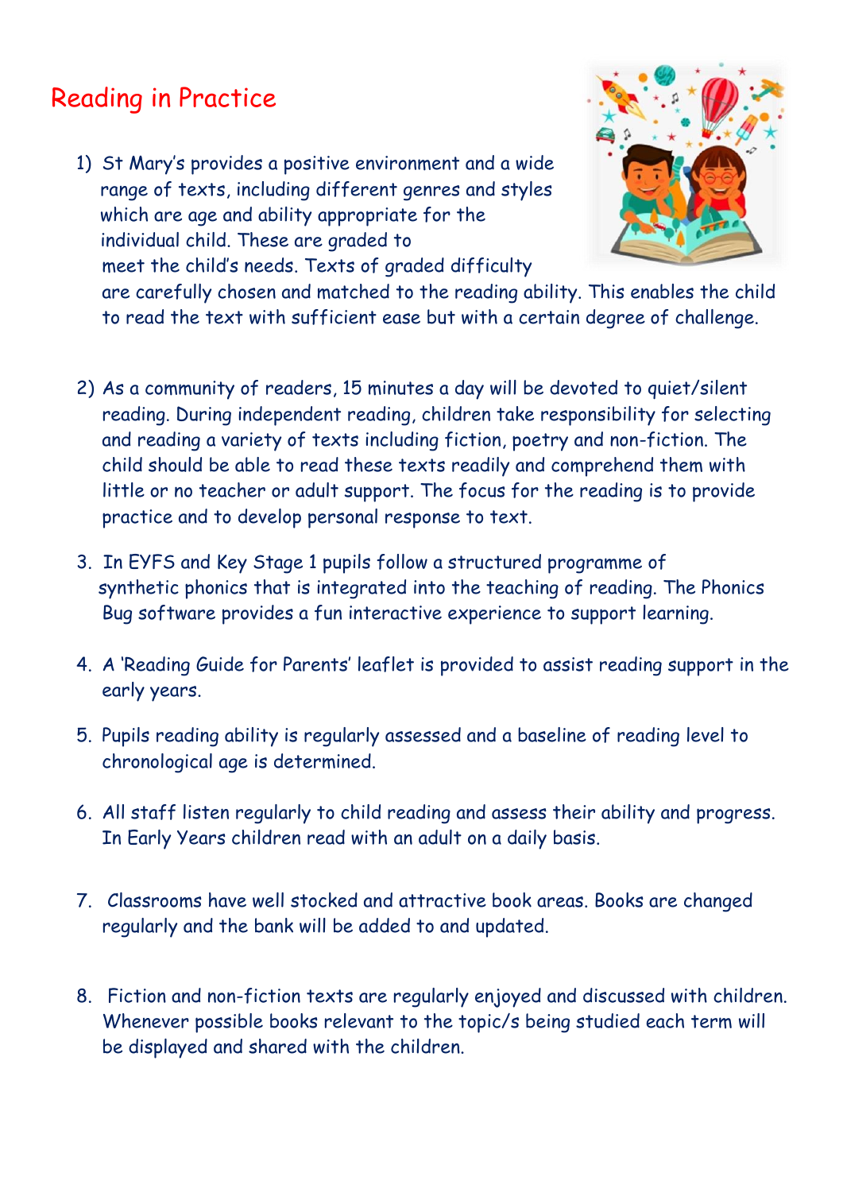## Reading in Practice

1) St Mary's provides a positive environment and a wide range of texts, including different genres and styles which are age and ability appropriate for the individual child. These are graded to meet the child's needs. Texts of graded difficulty are carefully chosen and matched to the reading ability. This enables the child to read the text with sufficient ease but with a certain degree of challenge.

2) As a community of readers, 15 minutes a day will be devoted to quiet/silent reading. During independent reading, children take responsibility for selecting and reading a variety of texts including fiction, poetry and non-fiction. The child should be able to read these texts readily and comprehend them with little or no teacher or adult support. The focus for the reading is to provide practice and to develop personal response to text.

3. In EYFS and Key Stage 1 pupils follow a structured programme of synthetic phonics that is integrated into the teaching of reading. The Phonics Bug software provides a fun interactive experience to support learning.

4. A 'Reading Guide for Parents' leaflet is provided to assist reading support in the early years.

5. Pupils reading ability is regularly assessed and a baseline of reading level to chronological age is determined.

6. All staff listen regularly to child reading and assess their ability and progress. In Early Years children read with an adult on a daily basis.

7. Classrooms have well stocked and attractive book areas. Books are changed regularly and the bank will be added to and updated.

8. Fiction and non-fiction texts are regularly enjoyed and discussed with children. Whenever possible books relevant to the topic/s being studied each term will be displayed and shared with the children.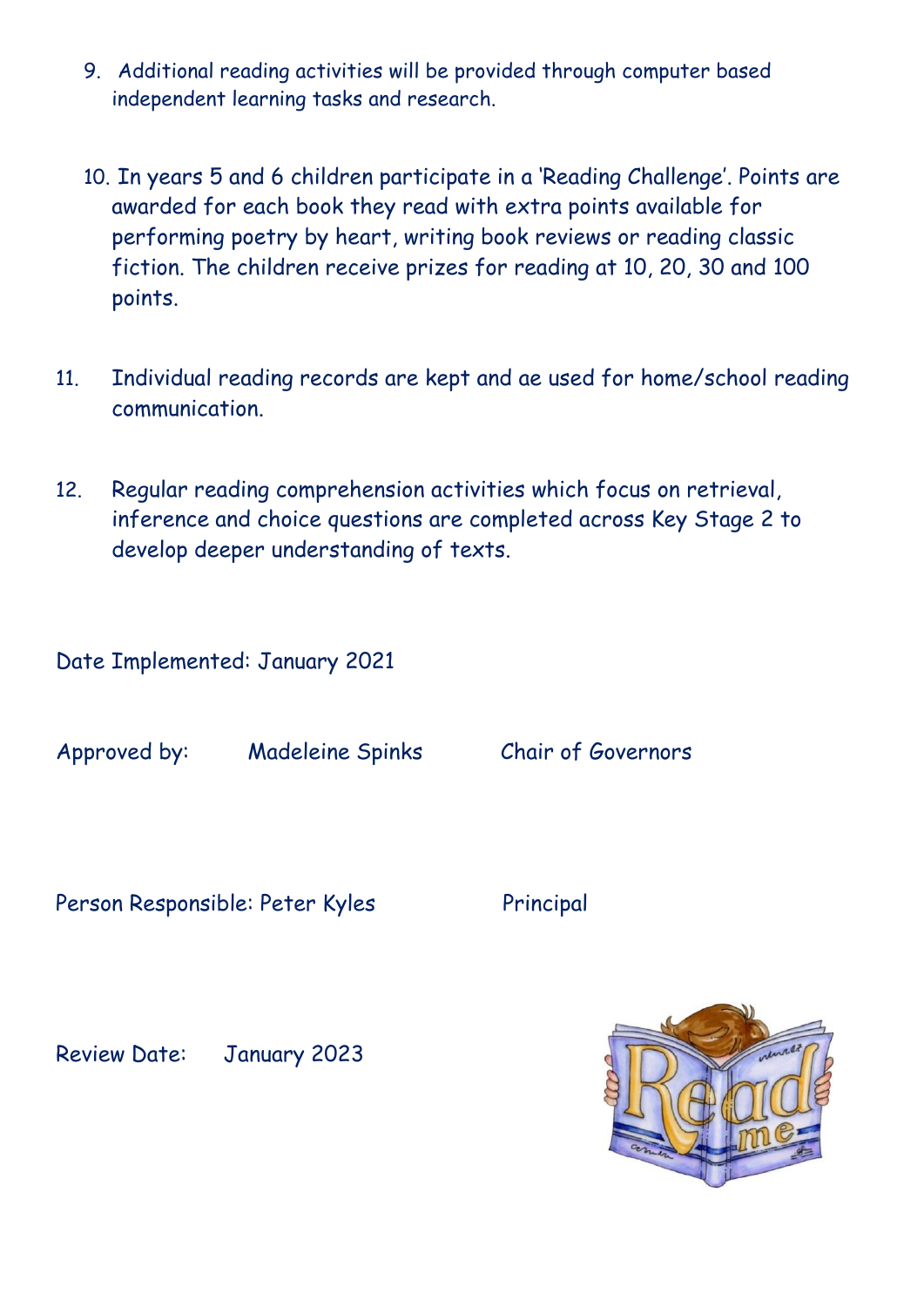9. Additional reading activities will be provided through computer based independent learning tasks and research.

10. In years 5 and 6 children participate in a 'Reading Challenge'. Points are awarded for each book they read with extra points available for performing poetry by heart, writing book reviews or reading classic fiction. The children receive prizes for reading at 10, 20, 30 and 100 points.

11. Individual reading records are kept and ae used for home/school reading communication.

12. Regular reading comprehension activities which focus on retrieval, inference and choice questions are completed across Key Stage 2 to develop deeper understanding of texts.

Date Implemented: January 2021

Approved by: Madeleine Spinks Chair of Governors

Person Responsible: Peter Kyles Principal

Review Date: January 2023